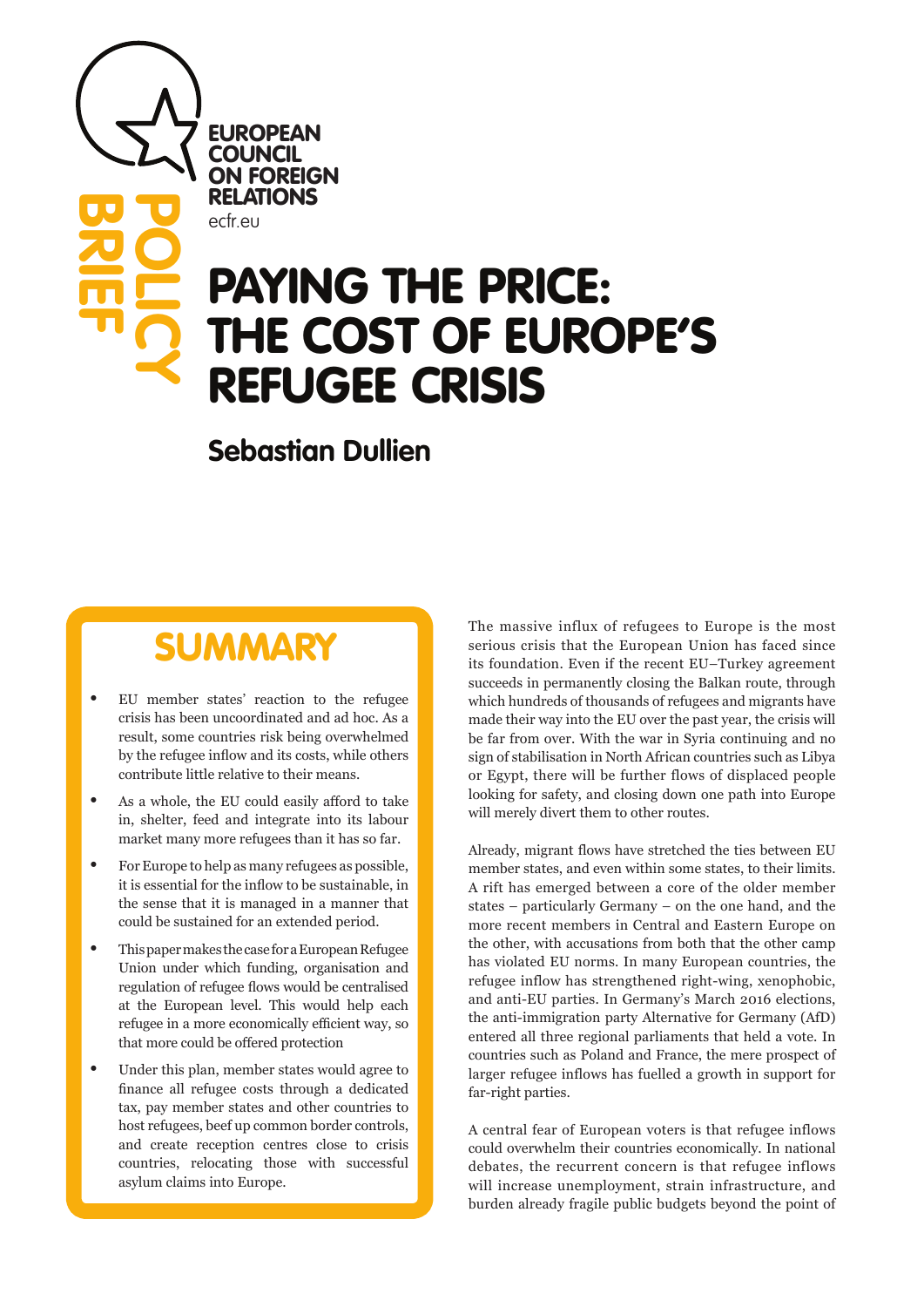EUROPEAN COUNCIL ON FOREIGN RELATIONS

ecfr.eu

POLICY BRIEF

# PAYING THE PRICE: THE COST OF EUROPE'S REFUGEE CRISIS

## Sebastian Dullien

## SUMMARY

- EU member states' reaction to the refugee crisis has been uncoordinated and ad hoc. As a result, some countries risk being overwhelmed by the refugee inflow and its costs, while others contribute little relative to their means.
- As a whole, the EU could easily afford to take in, shelter, feed and integrate into its labour market many more refugees than it has so far.
- For Europe to help as many refugees as possible, it is essential for the inflow to be sustainable, in the sense that it is managed in a manner that could be sustained for an extended period.
- This paper makes the case for a European Refugee Union under which funding, organisation and regulation of refugee flows would be centralised at the European level. This would help each refugee in a more economically efficient way, so that more could be offered protection
- Under this plan, member states would agree to finance all refugee costs through a dedicated tax, pay member states and other countries to host refugees, beef up common border controls, and create reception centres close to crisis countries, relocating those with successful asylum claims into Europe.

The massive influx of refugees to Europe is the most serious crisis that the European Union has faced since its foundation. Even if the recent EU–Turkey agreement succeeds in permanently closing the Balkan route, through which hundreds of thousands of refugees and migrants have made their way into the EU over the past year, the crisis will be far from over. With the war in Syria continuing and no sign of stabilisation in North African countries such as Libya or Egypt, there will be further flows of displaced people looking for safety, and closing down one path into Europe will merely divert them to other routes.

Already, migrant flows have stretched the ties between EU member states, and even within some states, to their limits. A rift has emerged between a core of the older member states – particularly Germany – on the one hand, and the more recent members in Central and Eastern Europe on the other, with accusations from both that the other camp has violated EU norms. In many European countries, the refugee inflow has strengthened right-wing, xenophobic, and anti-EU parties. In Germany's March 2016 elections, the anti-immigration party Alternative for Germany (AfD) entered all three regional parliaments that held a vote. In countries such as Poland and France, the mere prospect of larger refugee inflows has fuelled a growth in support for far-right parties.

A central fear of European voters is that refugee inflows could overwhelm their countries economically. In national debates, the recurrent concern is that refugee inflows will increase unemployment, strain infrastructure, and burden already fragile public budgets beyond the point of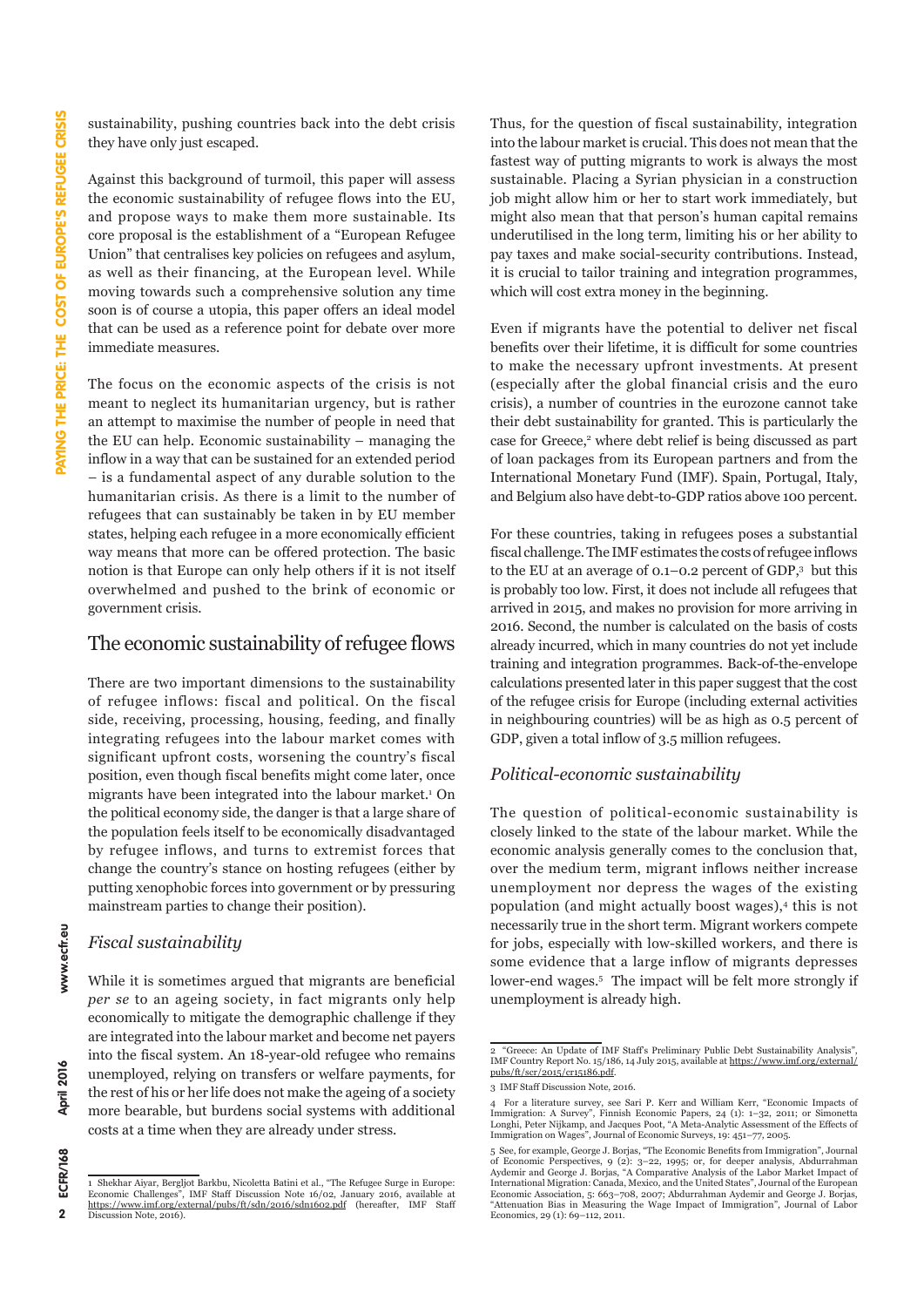sustainability, pushing countries back into the debt crisis they have only just escaped.

Against this background of turmoil, this paper will assess the economic sustainability of refugee flows into the EU, and propose ways to make them more sustainable. Its core proposal is the establishment of a "European Refugee Union" that centralises key policies on refugees and asylum, as well as their financing, at the European level. While moving towards such a comprehensive solution any time soon is of course a utopia, this paper offers an ideal model that can be used as a reference point for debate over more immediate measures.

The focus on the economic aspects of the crisis is not meant to neglect its humanitarian urgency, but is rather an attempt to maximise the number of people in need that the EU can help. Economic sustainability – managing the inflow in a way that can be sustained for an extended period – is a fundamental aspect of any durable solution to the humanitarian crisis. As there is a limit to the number of refugees that can sustainably be taken in by EU member states, helping each refugee in a more economically efficient way means that more can be offered protection. The basic notion is that Europe can only help others if it is not itself overwhelmed and pushed to the brink of economic or government crisis.

## The economic sustainability of refugee flows

There are two important dimensions to the sustainability of refugee inflows: fiscal and political. On the fiscal side, receiving, processing, housing, feeding, and finally integrating refugees into the labour market comes with significant upfront costs, worsening the country's fiscal position, even though fiscal benefits might come later, once migrants have been integrated into the labour market.[1] On the political economy side, the danger is that a large share of the population feels itself to be economically disadvantaged by refugee inflows, and turns to extremist forces that change the country's stance on hosting refugees (either by putting xenophobic forces into government or by pressuring mainstream parties to change their position).

### *Fiscal sustainability*

While it is sometimes argued that migrants are beneficial *per se* to an ageing society, in fact migrants only help economically to mitigate the demographic challenge if they are integrated into the labour market and become net payers into the fiscal system. An 18-year-old refugee who remains unemployed, relying on transfers or welfare payments, for the rest of his or her life does not make the ageing of a society more bearable, but burdens social systems with additional costs at a time when they are already under stress.

Thus, for the question of fiscal sustainability, integration into the labour market is crucial. This does not mean that the fastest way of putting migrants to work is always the most sustainable. Placing a Syrian physician in a construction job might allow him or her to start work immediately, but might also mean that that person's human capital remains underutilised in the long term, limiting his or her ability to pay taxes and make social-security contributions. Instead, it is crucial to tailor training and integration programmes, which will cost extra money in the beginning.

Even if migrants have the potential to deliver net fiscal benefits over their lifetime, it is difficult for some countries to make the necessary upfront investments. At present (especially after the global financial crisis and the euro crisis), a number of countries in the eurozone cannot take their debt sustainability for granted. This is particularly the case for Greece,[2] where debt relief is being discussed as part of loan packages from its European partners and from the International Monetary Fund (IMF). Spain, Portugal, Italy, and Belgium also have debt-to-GDP ratios above 100 percent.

For these countries, taking in refugees poses a substantial fiscal challenge. The IMF estimates the costs of refugee inflows to the EU at an average of 0.1–0.2 percent of GDP,[3] but this is probably too low. First, it does not include all refugees that arrived in 2015, and makes no provision for more arriving in 2016. Second, the number is calculated on the basis of costs already incurred, which in many countries do not yet include training and integration programmes. Back-of-the-envelope calculations presented later in this paper suggest that the cost of the refugee crisis for Europe (including external activities in neighbouring countries) will be as high as 0.5 percent of GDP, given a total inflow of 3.5 million refugees.

### *Political-economic sustainability*

The question of political-economic sustainability is closely linked to the state of the labour market. While the economic analysis generally comes to the conclusion that, over the medium term, migrant inflows neither increase unemployment nor depress the wages of the existing population (and might actually boost wages),[4] this is not necessarily true in the short term. Migrant workers compete for jobs, especially with low-skilled workers, and there is some evidence that a large inflow of migrants depresses lower-end wages.[5] The impact will be felt more strongly if unemployment is already high.

---

1 Shekhar Aiyar, Bergljot Barkbu, Nicoletta Batini et al., "The Refugee Surge in Europe: Economic Challenges", IMF Staff Discussion Note 16/02, January 2016, available at https://www.imf.org/external/pubs/ft/sdn/2016/sdn1602.pdf (hereafter, IMF Staff Discussion Note, 2016).

2 "Greece: An Update of IMF Staff's Preliminary Public Debt Sustainability Analysis", IMF Country Report No. 15/186, 14 July 2015, available at https://www.imf.org/external/pubs/ft/scr/2015/cr15186.pdf.

3 IMF Staff Discussion Note, 2016.

4 For a literature survey, see Sari P. Kerr and William Kerr, "Economic Impacts of Immigration: A Survey", Finnish Economic Papers, 24 (1): 1–32, 2011; or Simonetta Longhi, Peter Nijkamp, and Jacques Poot, "A Meta-Analytic Assessment of the Effects of Immigration on Wages", Journal of Economic Surveys, 19: 451–77, 2005.

5 See, for example, George J. Borjas, "The Economic Benefits from Immigration", Journal of Economic Perspectives, 9 (2): 3–22, 1995; or, for deeper analysis, Abdurrahman Aydemir and George J. Borjas, "A Comparative Analysis of the Labor Market Impact of International Migration: Canada, Mexico, and the United States", Journal of the European Economic Association, 5: 663–708, 2007; Abdurrahman Aydemir and George J. Borjas, "Attenuation Bias in Measuring the Wage Impact of Immigration", Journal of Labor Economics, 29 (1): 69–112, 2011.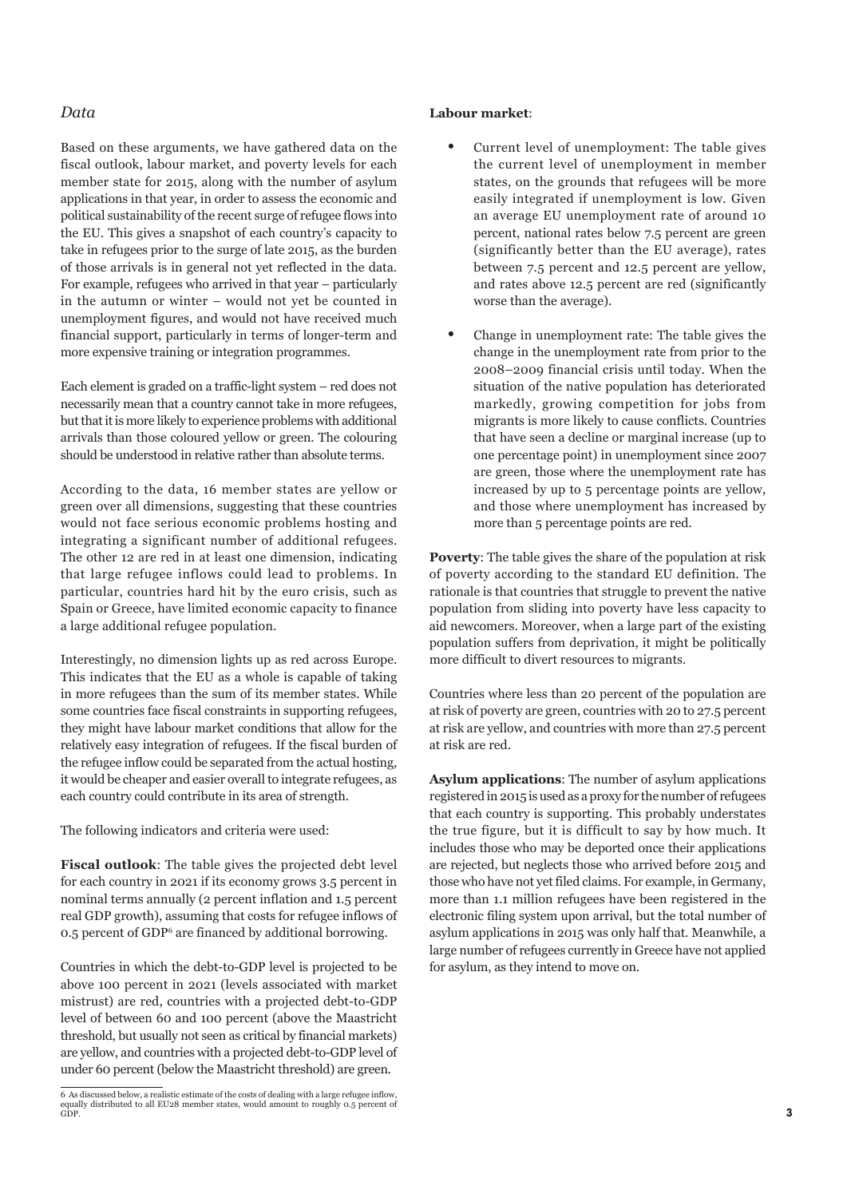## *Data*

Based on these arguments, we have gathered data on the fiscal outlook, labour market, and poverty levels for each member state for 2015, along with the number of asylum applications in that year, in order to assess the economic and political sustainability of the recent surge of refugee flows into the EU. This gives a snapshot of each country's capacity to take in refugees prior to the surge of late 2015, as the burden of those arrivals is in general not yet reflected in the data. For example, refugees who arrived in that year – particularly in the autumn or winter – would not yet be counted in unemployment figures, and would not have received much financial support, particularly in terms of longer-term and more expensive training or integration programmes.

Each element is graded on a traffic-light system – red does not necessarily mean that a country cannot take in more refugees, but that it is more likely to experience problems with additional arrivals than those coloured yellow or green. The colouring should be understood in relative rather than absolute terms.

According to the data, 16 member states are yellow or green over all dimensions, suggesting that these countries would not face serious economic problems hosting and integrating a significant number of additional refugees. The other 12 are red in at least one dimension, indicating that large refugee inflows could lead to problems. In particular, countries hard hit by the euro crisis, such as Spain or Greece, have limited economic capacity to finance a large additional refugee population.

Interestingly, no dimension lights up as red across Europe. This indicates that the EU as a whole is capable of taking in more refugees than the sum of its member states. While some countries face fiscal constraints in supporting refugees, they might have labour market conditions that allow for the relatively easy integration of refugees. If the fiscal burden of the refugee inflow could be separated from the actual hosting, it would be cheaper and easier overall to integrate refugees, as each country could contribute in its area of strength.

The following indicators and criteria were used:

**Fiscal outlook**: The table gives the projected debt level for each country in 2021 if its economy grows 3.5 percent in nominal terms annually (2 percent inflation and 1.5 percent real GDP growth), assuming that costs for refugee inflows of 0.5 percent of GDP[6] are financed by additional borrowing.

Countries in which the debt-to-GDP level is projected to be above 100 percent in 2021 (levels associated with market mistrust) are red, countries with a projected debt-to-GDP level of between 60 and 100 percent (above the Maastricht threshold, but usually not seen as critical by financial markets) are yellow, and countries with a projected debt-to-GDP level of under 60 percent (below the Maastricht threshold) are green.

**Labour market**:

- Current level of unemployment: The table gives the current level of unemployment in member states, on the grounds that refugees will be more easily integrated if unemployment is low. Given an average EU unemployment rate of around 10 percent, national rates below 7.5 percent are green (significantly better than the EU average), rates between 7.5 percent and 12.5 percent are yellow, and rates above 12.5 percent are red (significantly worse than the average).
- Change in unemployment rate: The table gives the change in the unemployment rate from prior to the 2008–2009 financial crisis until today. When the situation of the native population has deteriorated markedly, growing competition for jobs from migrants is more likely to cause conflicts. Countries that have seen a decline or marginal increase (up to one percentage point) in unemployment since 2007 are green, those where the unemployment rate has increased by up to 5 percentage points are yellow, and those where unemployment has increased by more than 5 percentage points are red.

**Poverty**: The table gives the share of the population at risk of poverty according to the standard EU definition. The rationale is that countries that struggle to prevent the native population from sliding into poverty have less capacity to aid newcomers. Moreover, when a large part of the existing population suffers from deprivation, it might be politically more difficult to divert resources to migrants.

Countries where less than 20 percent of the population are at risk of poverty are green, countries with 20 to 27.5 percent at risk are yellow, and countries with more than 27.5 percent at risk are red.

**Asylum applications**: The number of asylum applications registered in 2015 is used as a proxy for the number of refugees that each country is supporting. This probably understates the true figure, but it is difficult to say by how much. It includes those who may be deported once their applications are rejected, but neglects those who arrived before 2015 and those who have not yet filed claims. For example, in Germany, more than 1.1 million refugees have been registered in the electronic filing system upon arrival, but the total number of asylum applications in 2015 was only half that. Meanwhile, a large number of refugees currently in Greece have not applied for asylum, as they intend to move on.

---

6 As discussed below, a realistic estimate of the costs of dealing with a large refugee inflow, equally distributed to all EU28 member states, would amount to roughly 0.5 percent of GDP.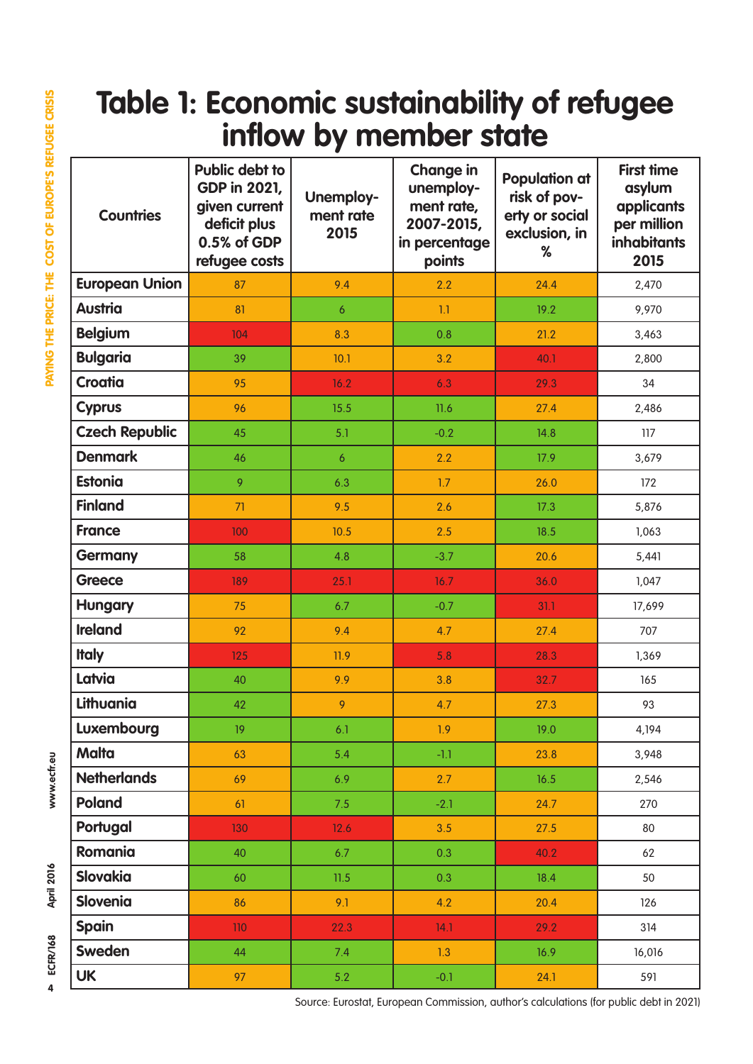# Table 1: Economic sustainability of refugee inflow by member state

| Countries | Public debt to GDP in 2021, given current deficit plus 0.5% of GDP refugee costs | Unemployment rate 2015 | Change in unemployment rate, 2007-2015, in percentage points | Population at risk of poverty or social exclusion, in % | First time asylum applicants per million inhabitants 2015 |
|---|---|---|---|---|---|
| **European Union** | 87 | 9.4 | 2.2 | 24.4 | 2,470 |
| **Austria** | 81 | 6 | 1.1 | 19.2 | 9,970 |
| **Belgium** | 104 | 8.3 | 0.8 | 21.2 | 3,463 |
| **Bulgaria** | 39 | 10.1 | 3.2 | 40.1 | 2,800 |
| **Croatia** | 95 | 16.2 | 6.3 | 29.3 | 34 |
| **Cyprus** | 96 | 15.5 | 11.6 | 27.4 | 2,486 |
| **Czech Republic** | 45 | 5.1 | -0.2 | 14.8 | 117 |
| **Denmark** | 46 | 6 | 2.2 | 17.9 | 3,679 |
| **Estonia** | 9 | 6.3 | 1.7 | 26.0 | 172 |
| **Finland** | 71 | 9.5 | 2.6 | 17.3 | 5,876 |
| **France** | 100 | 10.5 | 2.5 | 18.5 | 1,063 |
| **Germany** | 58 | 4.8 | -3.7 | 20.6 | 5,441 |
| **Greece** | 189 | 25.1 | 16.7 | 36.0 | 1,047 |
| **Hungary** | 75 | 6.7 | -0.7 | 31.1 | 17,699 |
| **Ireland** | 92 | 9.4 | 4.7 | 27.4 | 707 |
| **Italy** | 125 | 11.9 | 5.8 | 28.3 | 1,369 |
| **Latvia** | 40 | 9.9 | 3.8 | 32.7 | 165 |
| **Lithuania** | 42 | 9 | 4.7 | 27.3 | 93 |
| **Luxembourg** | 19 | 6.1 | 1.9 | 19.0 | 4,194 |
| **Malta** | 63 | 5.4 | -1.1 | 23.8 | 3,948 |
| **Netherlands** | 69 | 6.9 | 2.7 | 16.5 | 2,546 |
| **Poland** | 61 | 7.5 | -2.1 | 24.7 | 270 |
| **Portugal** | 130 | 12.6 | 3.5 | 27.5 | 80 |
| **Romania** | 40 | 6.7 | 0.3 | 40.2 | 62 |
| **Slovakia** | 60 | 11.5 | 0.3 | 18.4 | 50 |
| **Slovenia** | 86 | 9.1 | 4.2 | 20.4 | 126 |
| **Spain** | 110 | 22.3 | 14.1 | 29.2 | 314 |
| **Sweden** | 44 | 7.4 | 1.3 | 16.9 | 16,016 |
| **UK** | 97 | 5.2 | -0.1 | 24.1 | 591 |

Source: Eurostat, European Commission, author's calculations (for public debt in 2021)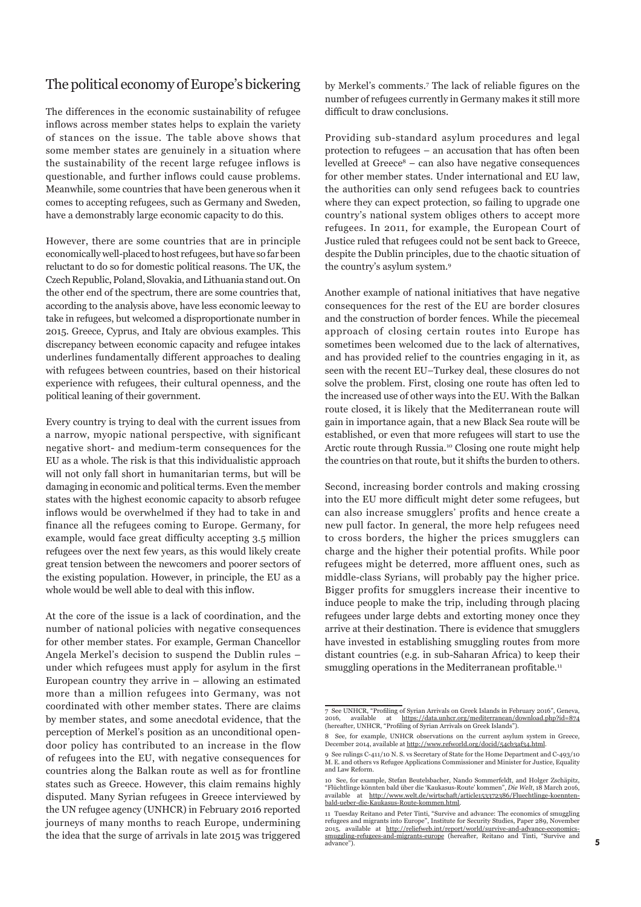## The political economy of Europe's bickering

The differences in the economic sustainability of refugee inflows across member states helps to explain the variety of stances on the issue. The table above shows that some member states are genuinely in a situation where the sustainability of the recent large refugee inflows is questionable, and further inflows could cause problems. Meanwhile, some countries that have been generous when it comes to accepting refugees, such as Germany and Sweden, have a demonstrably large economic capacity to do this.

However, there are some countries that are in principle economically well-placed to host refugees, but have so far been reluctant to do so for domestic political reasons. The UK, the Czech Republic, Poland, Slovakia, and Lithuania stand out. On the other end of the spectrum, there are some countries that, according to the analysis above, have less economic leeway to take in refugees, but welcomed a disproportionate number in 2015. Greece, Cyprus, and Italy are obvious examples. This discrepancy between economic capacity and refugee intakes underlines fundamentally different approaches to dealing with refugees between countries, based on their historical experience with refugees, their cultural openness, and the political leaning of their government.

Every country is trying to deal with the current issues from a narrow, myopic national perspective, with significant negative short- and medium-term consequences for the EU as a whole. The risk is that this individualistic approach will not only fall short in humanitarian terms, but will be damaging in economic and political terms. Even the member states with the highest economic capacity to absorb refugee inflows would be overwhelmed if they had to take in and finance all the refugees coming to Europe. Germany, for example, would face great difficulty accepting 3.5 million refugees over the next few years, as this would likely create great tension between the newcomers and poorer sectors of the existing population. However, in principle, the EU as a whole would be well able to deal with this inflow.

At the core of the issue is a lack of coordination, and the number of national policies with negative consequences for other member states. For example, German Chancellor Angela Merkel's decision to suspend the Dublin rules – under which refugees must apply for asylum in the first European country they arrive in – allowing an estimated more than a million refugees into Germany, was not coordinated with other member states. There are claims by member states, and some anecdotal evidence, that the perception of Merkel's position as an unconditional open-door policy has contributed to an increase in the flow of refugees into the EU, with negative consequences for countries along the Balkan route as well as for frontline states such as Greece. However, this claim remains highly disputed. Many Syrian refugees in Greece interviewed by the UN refugee agency (UNHCR) in February 2016 reported journeys of many months to reach Europe, undermining the idea that the surge of arrivals in late 2015 was triggered by Merkel's comments.[7] The lack of reliable figures on the number of refugees currently in Germany makes it still more difficult to draw conclusions.

Providing sub-standard asylum procedures and legal protection to refugees – an accusation that has often been levelled at Greece[8] – can also have negative consequences for other member states. Under international and EU law, the authorities can only send refugees back to countries where they can expect protection, so failing to upgrade one country's national system obliges others to accept more refugees. In 2011, for example, the European Court of Justice ruled that refugees could not be sent back to Greece, despite the Dublin principles, due to the chaotic situation of the country's asylum system.[9]

Another example of national initiatives that have negative consequences for the rest of the EU are border closures and the construction of border fences. While the piecemeal approach of closing certain routes into Europe has sometimes been welcomed due to the lack of alternatives, and has provided relief to the countries engaging in it, as seen with the recent EU–Turkey deal, these closures do not solve the problem. First, closing one route has often led to the increased use of other ways into the EU. With the Balkan route closed, it is likely that the Mediterranean route will gain in importance again, that a new Black Sea route will be established, or even that more refugees will start to use the Arctic route through Russia.[10] Closing one route might help the countries on that route, but it shifts the burden to others.

Second, increasing border controls and making crossing into the EU more difficult might deter some refugees, but can also increase smugglers' profits and hence create a new pull factor. In general, the more help refugees need to cross borders, the higher the prices smugglers can charge and the higher their potential profits. While poor refugees might be deterred, more affluent ones, such as middle-class Syrians, will probably pay the higher price. Bigger profits for smugglers increase their incentive to induce people to make the trip, including through placing refugees under large debts and extorting money once they arrive at their destination. There is evidence that smugglers have invested in establishing smuggling routes from more distant countries (e.g. in sub-Saharan Africa) to keep their smuggling operations in the Mediterranean profitable.[11]

---

7 See UNHCR, "Profiling of Syrian Arrivals on Greek Islands in February 2016", Geneva, 2016, available at https://data.unhcr.org/mediterranean/download.php?id=874 (hereafter, UNHCR, "Profiling of Syrian Arrivals on Greek Islands").

8 See, for example, UNHCR observations on the current asylum system in Greece, December 2014, available at http://www.refworld.org/docid/54cb3af34.html.

9 See rulings C-411/10 N. S. vs Secretary of State for the Home Department and C-493/10 M. E. and others vs Refugee Applications Commissioner and Minister for Justice, Equality and Law Reform.

10 See, for example, Stefan Beutelsbacher, Nando Sommerfeldt, and Holger Zschäpitz, "Flüchtlinge könnten bald über die 'Kaukasus-Route' kommen", *Die Welt*, 18 March 2016, available at http://www.welt.de/wirtschaft/article153372386/Fluechtlinge-koennten-bald-ueber-die-Kaukasus-Route-kommen.html.

11 Tuesday Reitano and Peter Tinti, "Survive and advance: The economics of smuggling refugees and migrants into Europe", Institute for Security Studies, Paper 289, November 2015, available at http://reliefweb.int/report/world/survive-and-advance-economics-smuggling-refugees-and-migrants-europe (hereafter, Reitano and Tinti, "Survive and advance").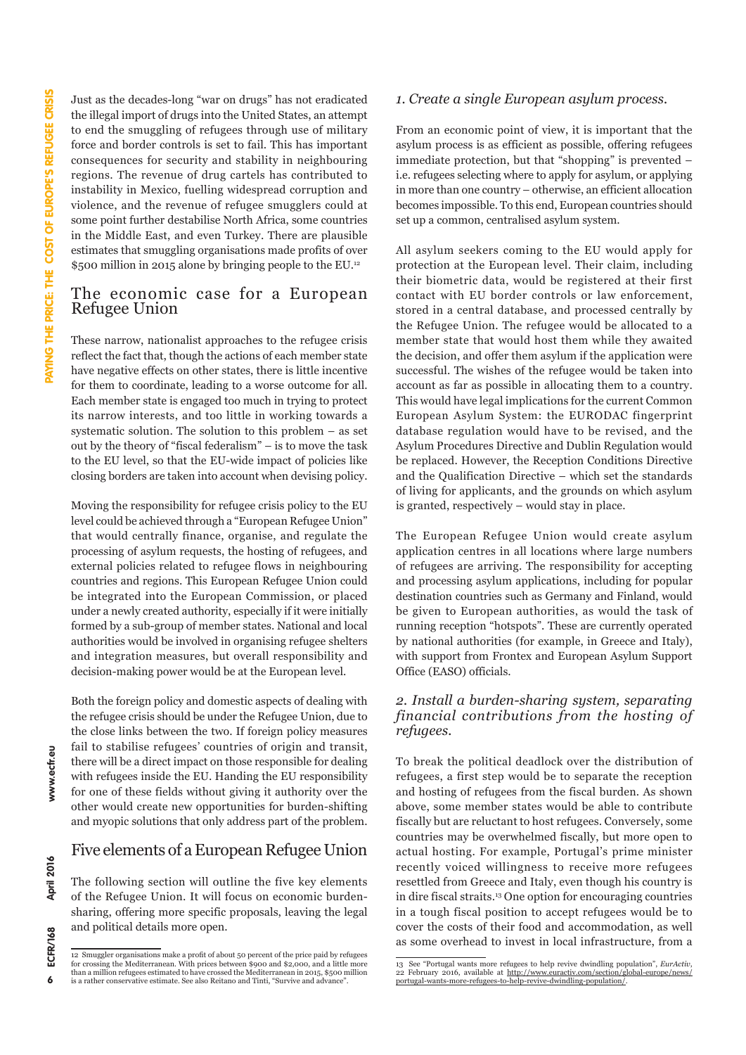Just as the decades-long "war on drugs" has not eradicated the illegal import of drugs into the United States, an attempt to end the smuggling of refugees through use of military force and border controls is set to fail. This has important consequences for security and stability in neighbouring regions. The revenue of drug cartels has contributed to instability in Mexico, fuelling widespread corruption and violence, and the revenue of refugee smugglers could at some point further destabilise North Africa, some countries in the Middle East, and even Turkey. There are plausible estimates that smuggling organisations made profits of over \$500 million in 2015 alone by bringing people to the EU.[12]

## The economic case for a European Refugee Union

These narrow, nationalist approaches to the refugee crisis reflect the fact that, though the actions of each member state have negative effects on other states, there is little incentive for them to coordinate, leading to a worse outcome for all. Each member state is engaged too much in trying to protect its narrow interests, and too little in working towards a systematic solution. The solution to this problem – as set out by the theory of "fiscal federalism" – is to move the task to the EU level, so that the EU-wide impact of policies like closing borders are taken into account when devising policy.

Moving the responsibility for refugee crisis policy to the EU level could be achieved through a "European Refugee Union" that would centrally finance, organise, and regulate the processing of asylum requests, the hosting of refugees, and external policies related to refugee flows in neighbouring countries and regions. This European Refugee Union could be integrated into the European Commission, or placed under a newly created authority, especially if it were initially formed by a sub-group of member states. National and local authorities would be involved in organising refugee shelters and integration measures, but overall responsibility and decision-making power would be at the European level.

Both the foreign policy and domestic aspects of dealing with the refugee crisis should be under the Refugee Union, due to the close links between the two. If foreign policy measures fail to stabilise refugees' countries of origin and transit, there will be a direct impact on those responsible for dealing with refugees inside the EU. Handing the EU responsibility for one of these fields without giving it authority over the other would create new opportunities for burden-shifting and myopic solutions that only address part of the problem.

## Five elements of a European Refugee Union

The following section will outline the five key elements of the Refugee Union. It will focus on economic burden-sharing, offering more specific proposals, leaving the legal and political details more open.

### *1. Create a single European asylum process.*

From an economic point of view, it is important that the asylum process is as efficient as possible, offering refugees immediate protection, but that "shopping" is prevented – i.e. refugees selecting where to apply for asylum, or applying in more than one country – otherwise, an efficient allocation becomes impossible. To this end, European countries should set up a common, centralised asylum system.

All asylum seekers coming to the EU would apply for protection at the European level. Their claim, including their biometric data, would be registered at their first contact with EU border controls or law enforcement, stored in a central database, and processed centrally by the Refugee Union. The refugee would be allocated to a member state that would host them while they awaited the decision, and offer them asylum if the application were successful. The wishes of the refugee would be taken into account as far as possible in allocating them to a country. This would have legal implications for the current Common European Asylum System: the EURODAC fingerprint database regulation would have to be revised, and the Asylum Procedures Directive and Dublin Regulation would be replaced. However, the Reception Conditions Directive and the Qualification Directive – which set the standards of living for applicants, and the grounds on which asylum is granted, respectively – would stay in place.

The European Refugee Union would create asylum application centres in all locations where large numbers of refugees are arriving. The responsibility for accepting and processing asylum applications, including for popular destination countries such as Germany and Finland, would be given to European authorities, as would the task of running reception "hotspots". These are currently operated by national authorities (for example, in Greece and Italy), with support from Frontex and European Asylum Support Office (EASO) officials.

### *2. Install a burden-sharing system, separating financial contributions from the hosting of refugees.*

To break the political deadlock over the distribution of refugees, a first step would be to separate the reception and hosting of refugees from the fiscal burden. As shown above, some member states would be able to contribute fiscally but are reluctant to host refugees. Conversely, some countries may be overwhelmed fiscally, but more open to actual hosting. For example, Portugal's prime minister recently voiced willingness to receive more refugees resettled from Greece and Italy, even though his country is in dire fiscal straits.[13] One option for encouraging countries in a tough fiscal position to accept refugees would be to cover the costs of their food and accommodation, as well as some overhead to invest in local infrastructure, from a

---

12 Smuggler organisations make a profit of about 50 percent of the price paid by refugees for crossing the Mediterranean. With prices between \$900 and \$2,000, and a little more than a million refugees estimated to have crossed the Mediterranean in 2015, \$500 million is a rather conservative estimate. See also Reitano and Tinti, "Survive and advance".

13 See "Portugal wants more refugees to help revive dwindling population", *EurActiv*, 22 February 2016, available at http://www.euractiv.com/section/global-europe/news/portugal-wants-more-refugees-to-help-revive-dwindling-population/.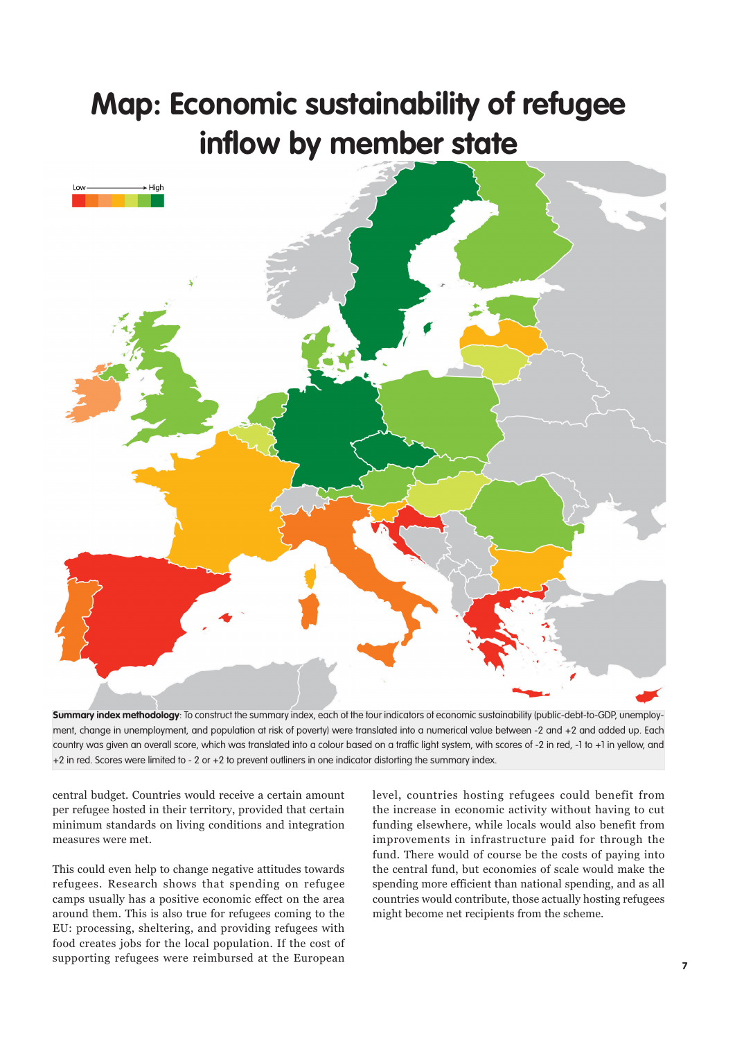# Map: Economic sustainability of refugee inflow by member state

Low ——— High

**Summary index methodology**: To construct the summary index, each of the four indicators of economic sustainability (public-debt-to-GDP, unemployment, change in unemployment, and population at risk of poverty) were translated into a numerical value between -2 and +2 and added up. Each country was given an overall score, which was translated into a colour based on a traffic light system, with scores of -2 in red, -1 to +1 in yellow, and +2 in red. Scores were limited to - 2 or +2 to prevent outliners in one indicator distorting the summary index.

central budget. Countries would receive a certain amount per refugee hosted in their territory, provided that certain minimum standards on living conditions and integration measures were met.

This could even help to change negative attitudes towards refugees. Research shows that spending on refugee camps usually has a positive economic effect on the area around them. This is also true for refugees coming to the EU: processing, sheltering, and providing refugees with food creates jobs for the local population. If the cost of supporting refugees were reimbursed at the European level, countries hosting refugees could benefit from the increase in economic activity without having to cut funding elsewhere, while locals would also benefit from improvements in infrastructure paid for through the fund. There would of course be the costs of paying into the central fund, but economies of scale would make the spending more efficient than national spending, and as all countries would contribute, those actually hosting refugees might become net recipients from the scheme.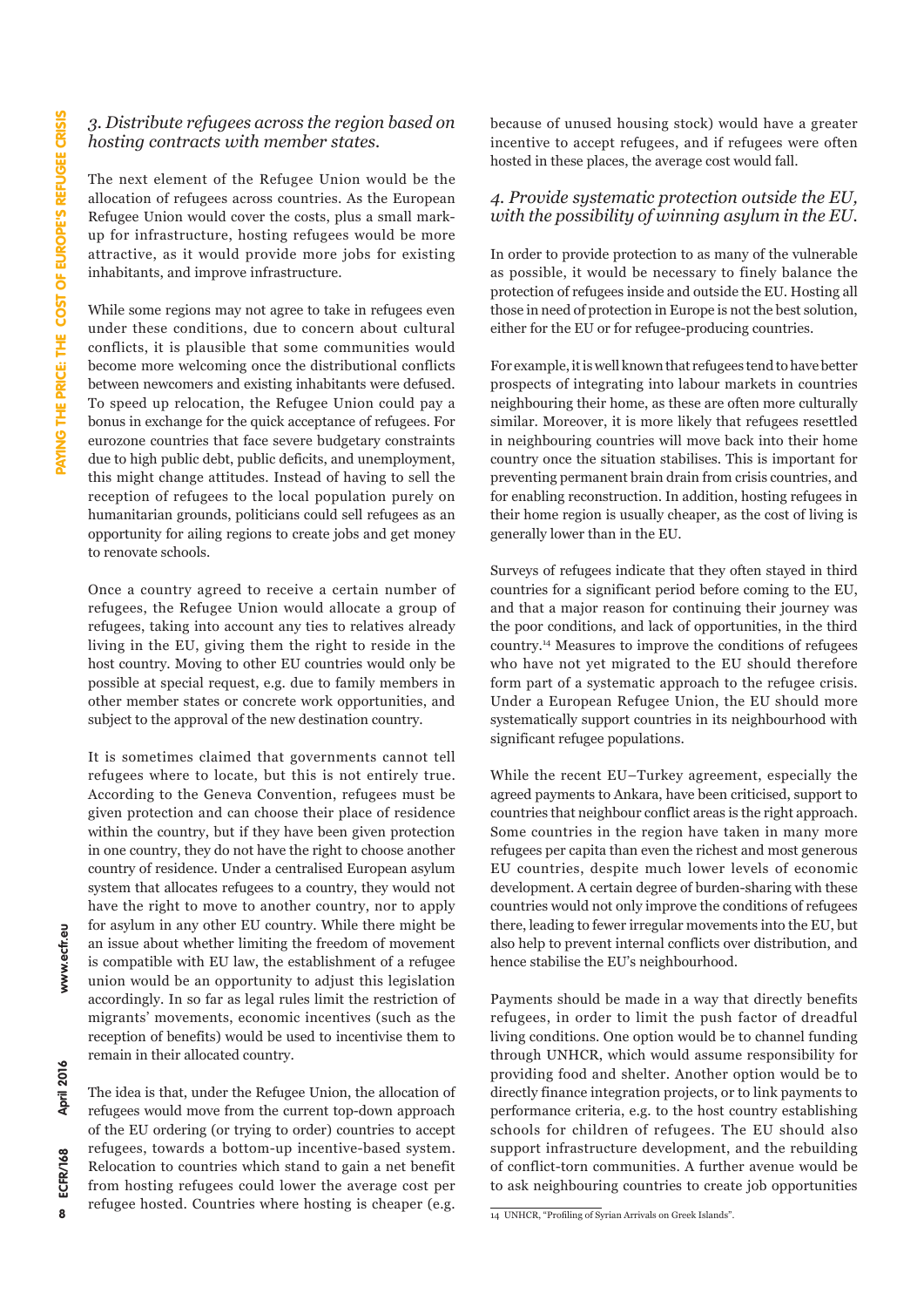### *3. Distribute refugees across the region based on hosting contracts with member states.*

The next element of the Refugee Union would be the allocation of refugees across countries. As the European Refugee Union would cover the costs, plus a small mark-up for infrastructure, hosting refugees would be more attractive, as it would provide more jobs for existing inhabitants, and improve infrastructure.

While some regions may not agree to take in refugees even under these conditions, due to concern about cultural conflicts, it is plausible that some communities would become more welcoming once the distributional conflicts between newcomers and existing inhabitants were defused. To speed up relocation, the Refugee Union could pay a bonus in exchange for the quick acceptance of refugees. For eurozone countries that face severe budgetary constraints due to high public debt, public deficits, and unemployment, this might change attitudes. Instead of having to sell the reception of refugees to the local population purely on humanitarian grounds, politicians could sell refugees as an opportunity for ailing regions to create jobs and get money to renovate schools.

Once a country agreed to receive a certain number of refugees, the Refugee Union would allocate a group of refugees, taking into account any ties to relatives already living in the EU, giving them the right to reside in the host country. Moving to other EU countries would only be possible at special request, e.g. due to family members in other member states or concrete work opportunities, and subject to the approval of the new destination country.

It is sometimes claimed that governments cannot tell refugees where to locate, but this is not entirely true. According to the Geneva Convention, refugees must be given protection and can choose their place of residence within the country, but if they have been given protection in one country, they do not have the right to choose another country of residence. Under a centralised European asylum system that allocates refugees to a country, they would not have the right to move to another country, nor to apply for asylum in any other EU country. While there might be an issue about whether limiting the freedom of movement is compatible with EU law, the establishment of a refugee union would be an opportunity to adjust this legislation accordingly. In so far as legal rules limit the restriction of migrants' movements, economic incentives (such as the reception of benefits) would be used to incentivise them to remain in their allocated country.

The idea is that, under the Refugee Union, the allocation of refugees would move from the current top-down approach of the EU ordering (or trying to order) countries to accept refugees, towards a bottom-up incentive-based system. Relocation to countries which stand to gain a net benefit from hosting refugees could lower the average cost per refugee hosted. Countries where hosting is cheaper (e.g. because of unused housing stock) would have a greater incentive to accept refugees, and if refugees were often hosted in these places, the average cost would fall.

### *4. Provide systematic protection outside the EU, with the possibility of winning asylum in the EU.*

In order to provide protection to as many of the vulnerable as possible, it would be necessary to finely balance the protection of refugees inside and outside the EU. Hosting all those in need of protection in Europe is not the best solution, either for the EU or for refugee-producing countries.

For example, it is well known that refugees tend to have better prospects of integrating into labour markets in countries neighbouring their home, as these are often more culturally similar. Moreover, it is more likely that refugees resettled in neighbouring countries will move back into their home country once the situation stabilises. This is important for preventing permanent brain drain from crisis countries, and for enabling reconstruction. In addition, hosting refugees in their home region is usually cheaper, as the cost of living is generally lower than in the EU.

Surveys of refugees indicate that they often stayed in third countries for a significant period before coming to the EU, and that a major reason for continuing their journey was the poor conditions, and lack of opportunities, in the third country.[14] Measures to improve the conditions of refugees who have not yet migrated to the EU should therefore form part of a systematic approach to the refugee crisis. Under a European Refugee Union, the EU should more systematically support countries in its neighbourhood with significant refugee populations.

While the recent EU–Turkey agreement, especially the agreed payments to Ankara, have been criticised, support to countries that neighbour conflict areas is the right approach. Some countries in the region have taken in many more refugees per capita than even the richest and most generous EU countries, despite much lower levels of economic development. A certain degree of burden-sharing with these countries would not only improve the conditions of refugees there, leading to fewer irregular movements into the EU, but also help to prevent internal conflicts over distribution, and hence stabilise the EU's neighbourhood.

Payments should be made in a way that directly benefits refugees, in order to limit the push factor of dreadful living conditions. One option would be to channel funding through UNHCR, which would assume responsibility for providing food and shelter. Another option would be to directly finance integration projects, or to link payments to performance criteria, e.g. to the host country establishing schools for children of refugees. The EU should also support infrastructure development, and the rebuilding of conflict-torn communities. A further avenue would be to ask neighbouring countries to create job opportunities

---

14 UNHCR, "Profiling of Syrian Arrivals on Greek Islands".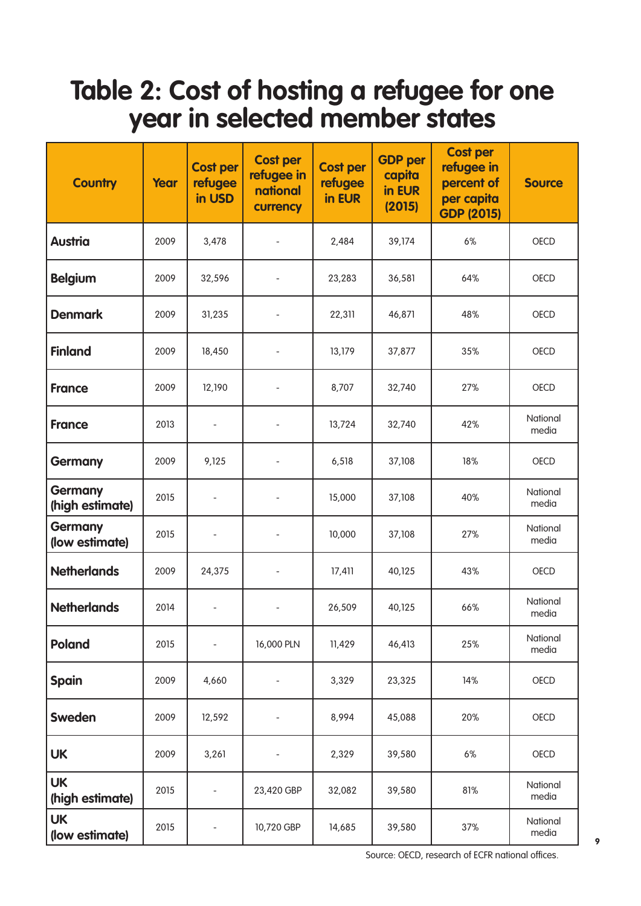# Table 2: Cost of hosting a refugee for one year in selected member states

| Country | Year | Cost per refugee in USD | Cost per refugee in national currency | Cost per refugee in EUR | GDP per capita in EUR (2015) | Cost per refugee in percent of per capita GDP (2015) | Source |
|---|---|---|---|---|---|---|---|
| **Austria** | 2009 | 3,478 | - | 2,484 | 39,174 | 6% | OECD |
| **Belgium** | 2009 | 32,596 | - | 23,283 | 36,581 | 64% | OECD |
| **Denmark** | 2009 | 31,235 | - | 22,311 | 46,871 | 48% | OECD |
| **Finland** | 2009 | 18,450 | - | 13,179 | 37,877 | 35% | OECD |
| **France** | 2009 | 12,190 | - | 8,707 | 32,740 | 27% | OECD |
| **France** | 2013 | - | - | 13,724 | 32,740 | 42% | National media |
| **Germany** | 2009 | 9,125 | - | 6,518 | 37,108 | 18% | OECD |
| **Germany (high estimate)** | 2015 | - | - | 15,000 | 37,108 | 40% | National media |
| **Germany (low estimate)** | 2015 | - | - | 10,000 | 37,108 | 27% | National media |
| **Netherlands** | 2009 | 24,375 | - | 17,411 | 40,125 | 43% | OECD |
| **Netherlands** | 2014 | - | - | 26,509 | 40,125 | 66% | National media |
| **Poland** | 2015 | - | 16,000 PLN | 11,429 | 46,413 | 25% | National media |
| **Spain** | 2009 | 4,660 | - | 3,329 | 23,325 | 14% | OECD |
| **Sweden** | 2009 | 12,592 | - | 8,994 | 45,088 | 20% | OECD |
| **UK** | 2009 | 3,261 | - | 2,329 | 39,580 | 6% | OECD |
| **UK (high estimate)** | 2015 | - | 23,420 GBP | 32,082 | 39,580 | 81% | National media |
| **UK (low estimate)** | 2015 | - | 10,720 GBP | 14,685 | 39,580 | 37% | National media |

Source: OECD, research of ECFR national offices.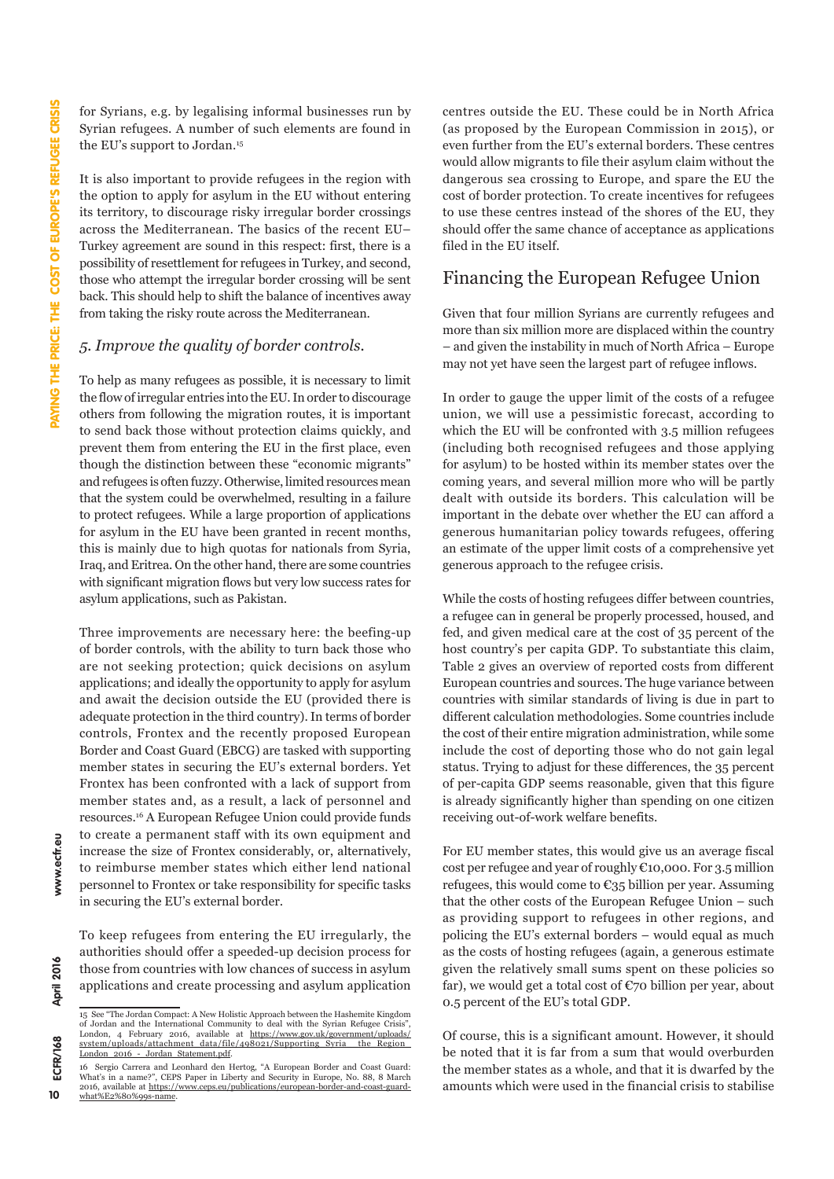for Syrians, e.g. by legalising informal businesses run by Syrian refugees. A number of such elements are found in the EU's support to Jordan.[15]

It is also important to provide refugees in the region with the option to apply for asylum in the EU without entering its territory, to discourage risky irregular border crossings across the Mediterranean. The basics of the recent EU–Turkey agreement are sound in this respect: first, there is a possibility of resettlement for refugees in Turkey, and second, those who attempt the irregular border crossing will be sent back. This should help to shift the balance of incentives away from taking the risky route across the Mediterranean.

### *5. Improve the quality of border controls.*

To help as many refugees as possible, it is necessary to limit the flow of irregular entries into the EU. In order to discourage others from following the migration routes, it is important to send back those without protection claims quickly, and prevent them from entering the EU in the first place, even though the distinction between these "economic migrants" and refugees is often fuzzy. Otherwise, limited resources mean that the system could be overwhelmed, resulting in a failure to protect refugees. While a large proportion of applications for asylum in the EU have been granted in recent months, this is mainly due to high quotas for nationals from Syria, Iraq, and Eritrea. On the other hand, there are some countries with significant migration flows but very low success rates for asylum applications, such as Pakistan.

Three improvements are necessary here: the beefing-up of border controls, with the ability to turn back those who are not seeking protection; quick decisions on asylum applications; and ideally the opportunity to apply for asylum and await the decision outside the EU (provided there is adequate protection in the third country). In terms of border controls, Frontex and the recently proposed European Border and Coast Guard (EBCG) are tasked with supporting member states in securing the EU's external borders. Yet Frontex has been confronted with a lack of support from member states and, as a result, a lack of personnel and resources.[16] A European Refugee Union could provide funds to create a permanent staff with its own equipment and increase the size of Frontex considerably, or, alternatively, to reimburse member states which either lend national personnel to Frontex or take responsibility for specific tasks in securing the EU's external border.

To keep refugees from entering the EU irregularly, the authorities should offer a speeded-up decision process for those from countries with low chances of success in asylum applications and create processing and asylum application centres outside the EU. These could be in North Africa (as proposed by the European Commission in 2015), or even further from the EU's external borders. These centres would allow migrants to file their asylum claim without the dangerous sea crossing to Europe, and spare the EU the cost of border protection. To create incentives for refugees to use these centres instead of the shores of the EU, they should offer the same chance of acceptance as applications filed in the EU itself.

## Financing the European Refugee Union

Given that four million Syrians are currently refugees and more than six million more are displaced within the country – and given the instability in much of North Africa – Europe may not yet have seen the largest part of refugee inflows.

In order to gauge the upper limit of the costs of a refugee union, we will use a pessimistic forecast, according to which the EU will be confronted with 3.5 million refugees (including both recognised refugees and those applying for asylum) to be hosted within its member states over the coming years, and several million more who will be partly dealt with outside its borders. This calculation will be important in the debate over whether the EU can afford a generous humanitarian policy towards refugees, offering an estimate of the upper limit costs of a comprehensive yet generous approach to the refugee crisis.

While the costs of hosting refugees differ between countries, a refugee can in general be properly processed, housed, and fed, and given medical care at the cost of 35 percent of the host country's per capita GDP. To substantiate this claim, Table 2 gives an overview of reported costs from different European countries and sources. The huge variance between countries with similar standards of living is due in part to different calculation methodologies. Some countries include the cost of their entire migration administration, while some include the cost of deporting those who do not gain legal status. Trying to adjust for these differences, the 35 percent of per-capita GDP seems reasonable, given that this figure is already significantly higher than spending on one citizen receiving out-of-work welfare benefits.

For EU member states, this would give us an average fiscal cost per refugee and year of roughly €10,000. For 3.5 million refugees, this would come to €35 billion per year. Assuming that the other costs of the European Refugee Union – such as providing support to refugees in other regions, and policing the EU's external borders – would equal as much as the costs of hosting refugees (again, a generous estimate given the relatively small sums spent on these policies so far), we would get a total cost of €70 billion per year, about 0.5 percent of the EU's total GDP.

Of course, this is a significant amount. However, it should be noted that it is far from a sum that would overburden the member states as a whole, and that it is dwarfed by the amounts which were used in the financial crisis to stabilise

---

15 See "The Jordan Compact: A New Holistic Approach between the Hashemite Kingdom of Jordan and the International Community to deal with the Syrian Refugee Crisis", London, 4 February 2016, available at https://www.gov.uk/government/uploads/system/uploads/attachment_data/file/498021/Supporting_Syria__the_Region_London_2016_-_Jordan_Statement.pdf.

16 Sergio Carrera and Leonhard den Hertog, "A European Border and Coast Guard: What's in a name?", CEPS Paper in Liberty and Security in Europe, No. 88, 8 March 2016, available at https://www.ceps.eu/publications/european-border-and-coast-guard-what%E2%80%99s-name.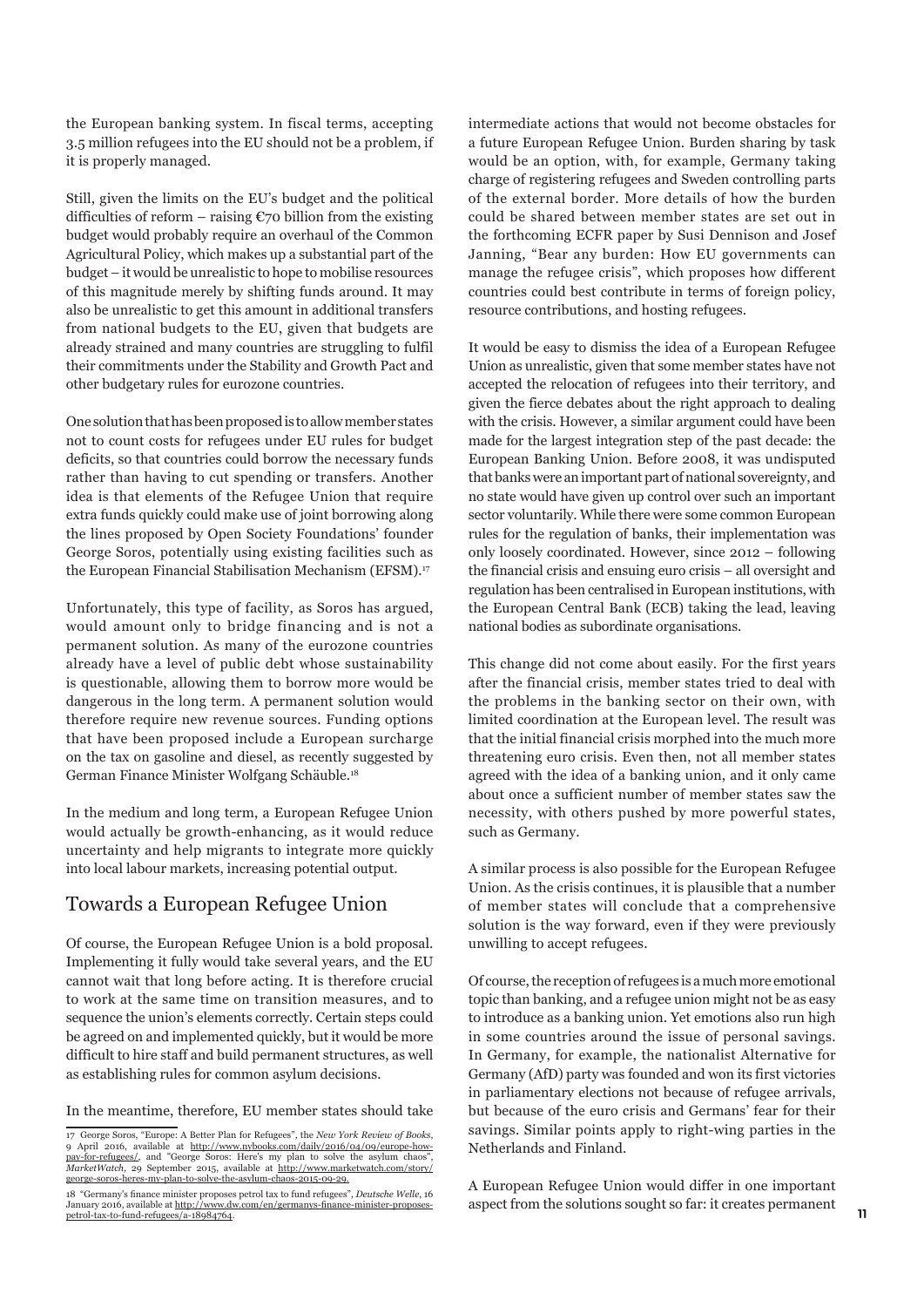the European banking system. In fiscal terms, accepting 3.5 million refugees into the EU should not be a problem, if it is properly managed.

Still, given the limits on the EU's budget and the political difficulties of reform – raising €70 billion from the existing budget would probably require an overhaul of the Common Agricultural Policy, which makes up a substantial part of the budget – it would be unrealistic to hope to mobilise resources of this magnitude merely by shifting funds around. It may also be unrealistic to get this amount in additional transfers from national budgets to the EU, given that budgets are already strained and many countries are struggling to fulfil their commitments under the Stability and Growth Pact and other budgetary rules for eurozone countries.

One solution that has been proposed is to allow member states not to count costs for refugees under EU rules for budget deficits, so that countries could borrow the necessary funds rather than having to cut spending or transfers. Another idea is that elements of the Refugee Union that require extra funds quickly could make use of joint borrowing along the lines proposed by Open Society Foundations' founder George Soros, potentially using existing facilities such as the European Financial Stabilisation Mechanism (EFSM).[17]

Unfortunately, this type of facility, as Soros has argued, would amount only to bridge financing and is not a permanent solution. As many of the eurozone countries already have a level of public debt whose sustainability is questionable, allowing them to borrow more would be dangerous in the long term. A permanent solution would therefore require new revenue sources. Funding options that have been proposed include a European surcharge on the tax on gasoline and diesel, as recently suggested by German Finance Minister Wolfgang Schäuble.[18]

In the medium and long term, a European Refugee Union would actually be growth-enhancing, as it would reduce uncertainty and help migrants to integrate more quickly into local labour markets, increasing potential output.

## Towards a European Refugee Union

Of course, the European Refugee Union is a bold proposal. Implementing it fully would take several years, and the EU cannot wait that long before acting. It is therefore crucial to work at the same time on transition measures, and to sequence the union's elements correctly. Certain steps could be agreed on and implemented quickly, but it would be more difficult to hire staff and build permanent structures, as well as establishing rules for common asylum decisions.

In the meantime, therefore, EU member states should take intermediate actions that would not become obstacles for a future European Refugee Union. Burden sharing by task would be an option, with, for example, Germany taking charge of registering refugees and Sweden controlling parts of the external border. More details of how the burden could be shared between member states are set out in the forthcoming ECFR paper by Susi Dennison and Josef Janning, "Bear any burden: How EU governments can manage the refugee crisis", which proposes how different countries could best contribute in terms of foreign policy, resource contributions, and hosting refugees.

It would be easy to dismiss the idea of a European Refugee Union as unrealistic, given that some member states have not accepted the relocation of refugees into their territory, and given the fierce debates about the right approach to dealing with the crisis. However, a similar argument could have been made for the largest integration step of the past decade: the European Banking Union. Before 2008, it was undisputed that banks were an important part of national sovereignty, and no state would have given up control over such an important sector voluntarily. While there were some common European rules for the regulation of banks, their implementation was only loosely coordinated. However, since 2012 – following the financial crisis and ensuing euro crisis – all oversight and regulation has been centralised in European institutions, with the European Central Bank (ECB) taking the lead, leaving national bodies as subordinate organisations.

This change did not come about easily. For the first years after the financial crisis, member states tried to deal with the problems in the banking sector on their own, with limited coordination at the European level. The result was that the initial financial crisis morphed into the much more threatening euro crisis. Even then, not all member states agreed with the idea of a banking union, and it only came about once a sufficient number of member states saw the necessity, with others pushed by more powerful states, such as Germany.

A similar process is also possible for the European Refugee Union. As the crisis continues, it is plausible that a number of member states will conclude that a comprehensive solution is the way forward, even if they were previously unwilling to accept refugees.

Of course, the reception of refugees is a much more emotional topic than banking, and a refugee union might not be as easy to introduce as a banking union. Yet emotions also run high in some countries around the issue of personal savings. In Germany, for example, the nationalist Alternative for Germany (AfD) party was founded and won its first victories in parliamentary elections not because of refugee arrivals, but because of the euro crisis and Germans' fear for their savings. Similar points apply to right-wing parties in the Netherlands and Finland.

A European Refugee Union would differ in one important aspect from the solutions sought so far: it creates permanent

---

17 George Soros, "Europe: A Better Plan for Refugees", the *New York Review of Books*, 9 April 2016, available at http://www.nybooks.com/daily/2016/04/09/europe-how-pay-for-refugees/, and "George Soros: Here's my plan to solve the asylum chaos", *MarketWatch*, 29 September 2015, available at http://www.marketwatch.com/story/george-soros-heres-my-plan-to-solve-the-asylum-chaos-2015-09-29.

18 "Germany's finance minister proposes petrol tax to fund refugees", *Deutsche Welle*, 16 January 2016, available at http://www.dw.com/en/germanys-finance-minister-proposes-petrol-tax-to-fund-refugees/a-18984764.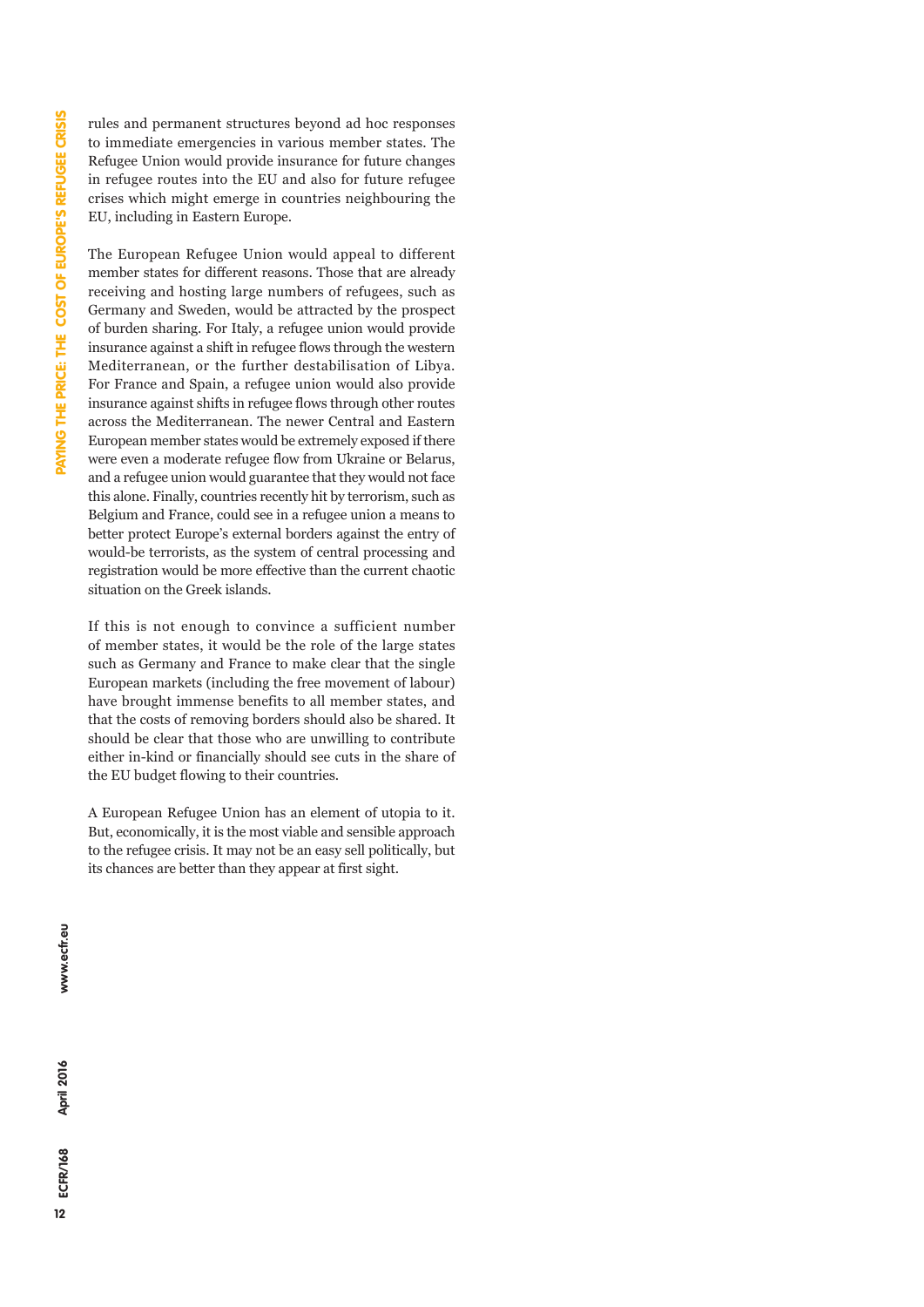rules and permanent structures beyond ad hoc responses to immediate emergencies in various member states. The Refugee Union would provide insurance for future changes in refugee routes into the EU and also for future refugee crises which might emerge in countries neighbouring the EU, including in Eastern Europe.

The European Refugee Union would appeal to different member states for different reasons. Those that are already receiving and hosting large numbers of refugees, such as Germany and Sweden, would be attracted by the prospect of burden sharing. For Italy, a refugee union would provide insurance against a shift in refugee flows through the western Mediterranean, or the further destabilisation of Libya. For France and Spain, a refugee union would also provide insurance against shifts in refugee flows through other routes across the Mediterranean. The newer Central and Eastern European member states would be extremely exposed if there were even a moderate refugee flow from Ukraine or Belarus, and a refugee union would guarantee that they would not face this alone. Finally, countries recently hit by terrorism, such as Belgium and France, could see in a refugee union a means to better protect Europe's external borders against the entry of would-be terrorists, as the system of central processing and registration would be more effective than the current chaotic situation on the Greek islands.

If this is not enough to convince a sufficient number of member states, it would be the role of the large states such as Germany and France to make clear that the single European markets (including the free movement of labour) have brought immense benefits to all member states, and that the costs of removing borders should also be shared. It should be clear that those who are unwilling to contribute either in-kind or financially should see cuts in the share of the EU budget flowing to their countries.

A European Refugee Union has an element of utopia to it. But, economically, it is the most viable and sensible approach to the refugee crisis. It may not be an easy sell politically, but its chances are better than they appear at first sight.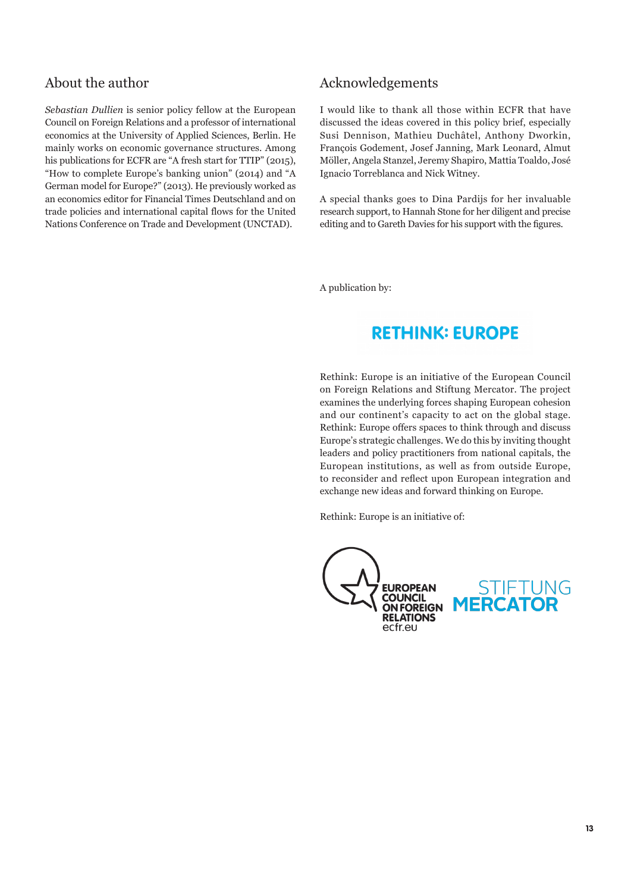## About the author

*Sebastian Dullien* is senior policy fellow at the European Council on Foreign Relations and a professor of international economics at the University of Applied Sciences, Berlin. He mainly works on economic governance structures. Among his publications for ECFR are "A fresh start for TTIP" (2015), "How to complete Europe's banking union" (2014) and "A German model for Europe?" (2013). He previously worked as an economics editor for Financial Times Deutschland and on trade policies and international capital flows for the United Nations Conference on Trade and Development (UNCTAD).

## Acknowledgements

I would like to thank all those within ECFR that have discussed the ideas covered in this policy brief, especially Susi Dennison, Mathieu Duchâtel, Anthony Dworkin, François Godement, Josef Janning, Mark Leonard, Almut Möller, Angela Stanzel, Jeremy Shapiro, Mattia Toaldo, José Ignacio Torreblanca and Nick Witney.

A special thanks goes to Dina Pardijs for her invaluable research support, to Hannah Stone for her diligent and precise editing and to Gareth Davies for his support with the figures.

A publication by:

**RETHINK: EUROPE**

Rethink: Europe is an initiative of the European Council on Foreign Relations and Stiftung Mercator. The project examines the underlying forces shaping European cohesion and our continent's capacity to act on the global stage. Rethink: Europe offers spaces to think through and discuss Europe's strategic challenges. We do this by inviting thought leaders and policy practitioners from national capitals, the European institutions, as well as from outside Europe, to reconsider and reflect upon European integration and exchange new ideas and forward thinking on Europe.

Rethink: Europe is an initiative of:

EUROPEAN COUNCIL ON FOREIGN RELATIONS
ecfr.eu

STIFTUNG MERCATOR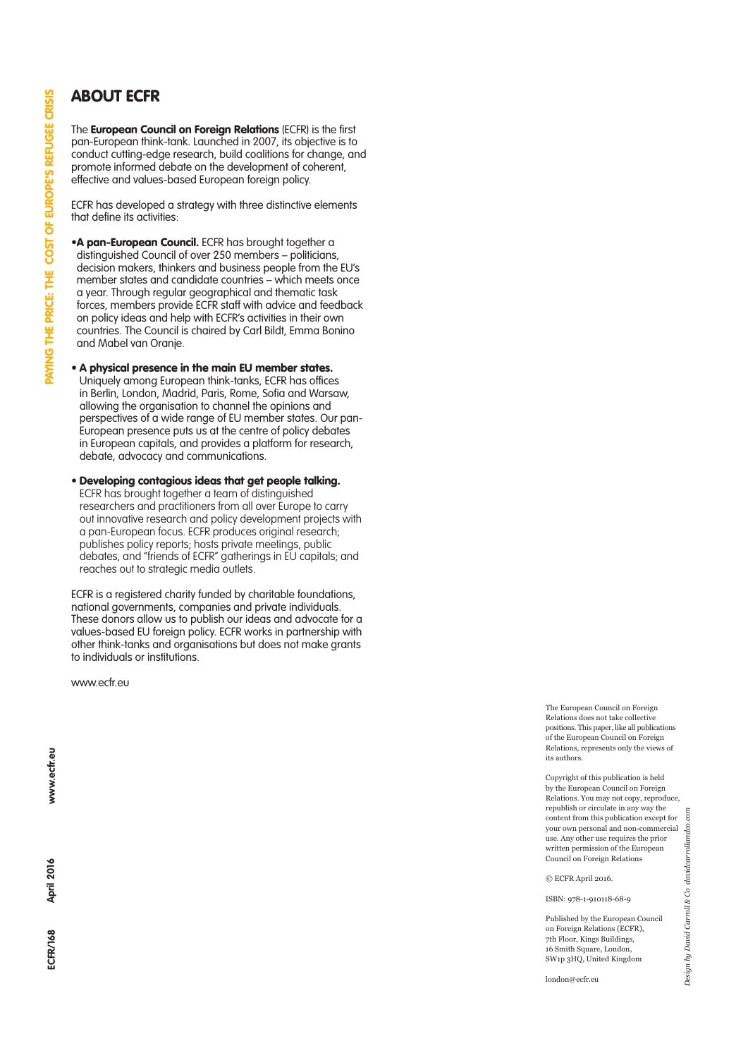## ABOUT ECFR

The **European Council on Foreign Relations** (ECFR) is the first pan-European think-tank. Launched in 2007, its objective is to conduct cutting-edge research, build coalitions for change, and promote informed debate on the development of coherent, effective and values-based European foreign policy.

ECFR has developed a strategy with three distinctive elements that define its activities:

- **A pan-European Council.** ECFR has brought together a distinguished Council of over 250 members – politicians, decision makers, thinkers and business people from the EU's member states and candidate countries – which meets once a year. Through regular geographical and thematic task forces, members provide ECFR staff with advice and feedback on policy ideas and help with ECFR's activities in their own countries. The Council is chaired by Carl Bildt, Emma Bonino and Mabel van Oranje.

- **A physical presence in the main EU member states.** Uniquely among European think-tanks, ECFR has offices in Berlin, London, Madrid, Paris, Rome, Sofia and Warsaw, allowing the organisation to channel the opinions and perspectives of a wide range of EU member states. Our pan-European presence puts us at the centre of policy debates in European capitals, and provides a platform for research, debate, advocacy and communications.

- **Developing contagious ideas that get people talking.** ECFR has brought together a team of distinguished researchers and practitioners from all over Europe to carry out innovative research and policy development projects with a pan-European focus. ECFR produces original research; publishes policy reports; hosts private meetings, public debates, and "friends of ECFR" gatherings in EU capitals; and reaches out to strategic media outlets.

ECFR is a registered charity funded by charitable foundations, national governments, companies and private individuals. These donors allow us to publish our ideas and advocate for a values-based EU foreign policy. ECFR works in partnership with other think-tanks and organisations but does not make grants to individuals or institutions.

www.ecfr.eu

The European Council on Foreign Relations does not take collective positions. This paper, like all publications of the European Council on Foreign Relations, represents only the views of its authors.

Copyright of this publication is held by the European Council on Foreign Relations. You may not copy, reproduce, republish or circulate in any way the content from this publication except for your own personal and non-commercial use. Any other use requires the prior written permission of the European Council on Foreign Relations

© ECFR April 2016.

ISBN: 978-1-910118-68-9

Published by the European Council on Foreign Relations (ECFR), 7th Floor, Kings Buildings, 16 Smith Square, London, SW1p 3HQ, United Kingdom

london@ecfr.eu

*Design by David Carroll & Co davidcarrolland co.com*